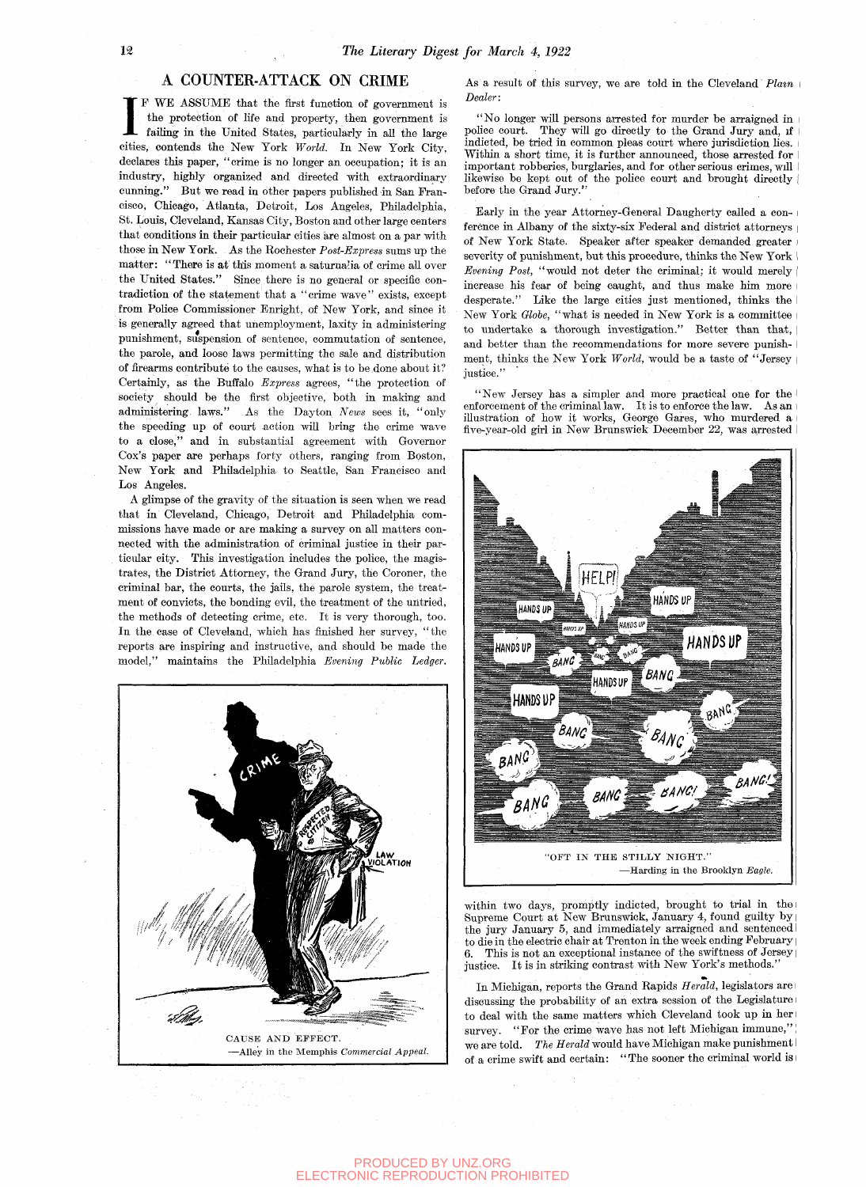## A COUNTER-ATTACK ON CRIME

If we assume that the first function of government is the protection of life and property, then government is failing in the United States, particularly in all the large cities, contends the New York *World*. In New York City, declares this paper, "crime is no longer an occupation; it is an industry, highly organized and directed with extraordinary cunning." But we read in other papers published in San Francisco, Chicago, Atlanta, Detroit, Los Angeles, Philadelphia, St. Louis, Cleveland, Kansas City, Boston and other large centers that conditions in their particular cities are almost on a par with those in New York. As the Rochester *Post-Express* sums up the matter: "There is at this moment a saturnalia of crime all over the United States." Since there is no general or specific contradiction of the statement that a "crime wave" exists, except from Police Commissioner Enright, of New York, and since it is generally agreed that unemployment, laxity in administering punishment, suspension of sentence, commutation of sentence, the parole, and loose laws permitting the sale and distribution of firearms contribute to the causes, what is to be done about it? Certainly, as the Buffalo *Express* agrees, "the protection of society should be the first objective, both in making and administering laws." As the Dayton *News* sees it, "only the speeding up of court action will bring the crime wave to a close," and in substantial agreement with Governor Cox's paper are perhaps forty others, ranging from Boston, New York and Philadelphia to Seattle, San Francisco and Los Angeles.

A glimpse of the gravity of the situation is seen when we read that in Cleveland, Chicago, Detroit and Philadelphia commissions have made or are making a survey on all matters connected with the administration of criminal justice in their particular city. This investigation includes the police, the magistrates, the District Attorney, the Grand Jury, the Coroner, the criminal bar, the courts, the jails, the parole system, the treatment of convicts, the bonding evil, the treatment of the untried, the methods of detecting crime, etc. It is very thorough, too. In the case of Cleveland, which has finished her survey, "the reports are inspiring and instructive, and should be made the model," maintains the Philadelphia *Evening Public Ledger*.

CAUSE AND EFFECT.
—Alley in the Memphis *Commercial Appeal*.

As a result of this survey, we are told in the Cleveland *Plain Dealer*:

"No longer will persons arrested for murder be arraigned in police court. They will go directly to the Grand Jury and, if indicted, be tried in common pleas court where jurisdiction lies. Within a short time, it is further announced, those arrested for important robberies, burglaries, and for other serious crimes, will likewise be kept out of the police court and brought directly before the Grand Jury."

Early in the year Attorney-General Daugherty called a conference in Albany of the sixty-six Federal and district attorneys of New York State. Speaker after speaker demanded greater severity of punishment, but this procedure, thinks the New York *Evening Post*, "would not deter the criminal; it would merely increase his fear of being caught, and thus make him more desperate." Like the large cities just mentioned, thinks the New York *Globe*, "what is needed in New York is a committee to undertake a thorough investigation." Better than that, and better than the recommendations for more severe punishment, thinks the New York *World*, would be a taste of "Jersey justice."

"New Jersey has a simpler and more practical one for the enforcement of the criminal law. It is to enforce the law. As an illustration of how it works, George Gares, who murdered a five-year-old girl in New Brunswick December 22, was arrested within two days, promptly indicted, brought to trial in the Supreme Court at New Brunswick, January 4, found guilty by the jury January 5, and immediately arraigned and sentenced to die in the electric chair at Trenton in the week ending February 6. This is not an exceptional instance of the swiftness of Jersey justice. It is in striking contrast with New York's methods."

"OFT IN THE STILLY NIGHT."
—Harding in the Brooklyn *Eagle*.

In Michigan, reports the Grand Rapids *Herald*, legislators are discussing the probability of an extra session of the Legislature to deal with the same matters which Cleveland took up in her survey. "For the crime wave has not left Michigan immune," we are told. *The Herald* would have Michigan make punishment of a crime swift and certain: "The sooner the criminal world is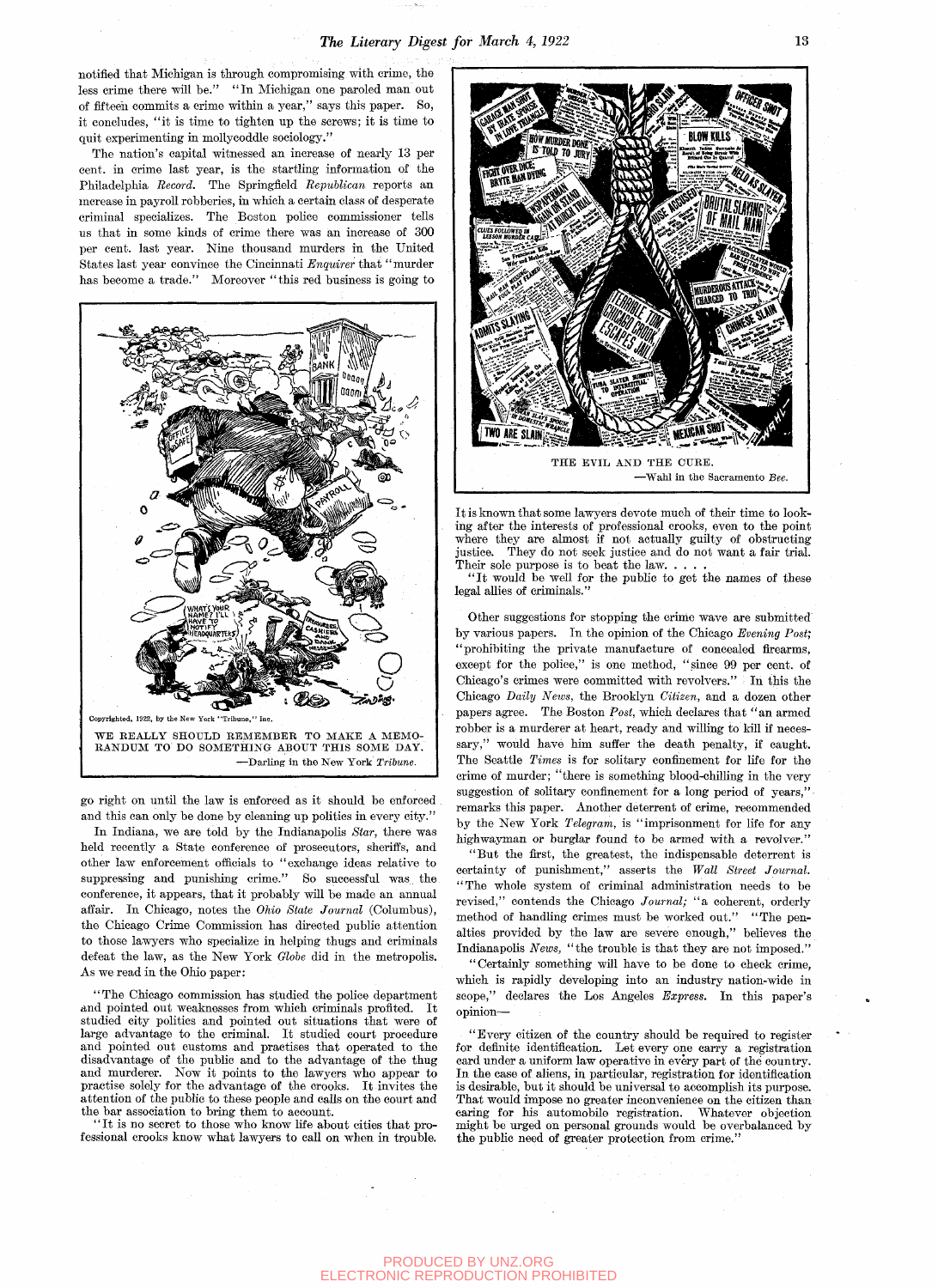notified that Michigan is through compromising with crime, the less crime there will be." "In Michigan one paroled man out of fifteen commits a crime within a year," says this paper. So, it concludes, "it is time to tighten up the screws; it is time to quit experimenting in mollycoddle sociology."

The nation's capital witnessed an increase of nearly 13 per cent. in crime last year, is the startling information of the Philadelphia *Record*. The Springfield *Republican* reports an increase in payroll robberies, in which a certain class of desperate criminal specializes. The Boston police commissioner tells us that in some kinds of crime there was an increase of 300 per cent. last year. Nine thousand murders in the United States last year convince the Cincinnati *Enquirer* that "murder has become a trade." Moreover "this red business is going to go right on until the law is enforced as it should be enforced and this can only be done by cleaning up politics in every city."

Copyrighted, 1922, by the New York "Tribune," Inc.

WE REALLY SHOULD REMEMBER TO MAKE A MEMORANDUM TO DO SOMETHING ABOUT THIS SOME DAY.
—Darling in the New York *Tribune*.

In Indiana, we are told by the Indianapolis *Star*, there was held recently a State conference of prosecutors, sheriffs, and other law enforcement officials to "exchange ideas relative to suppressing and punishing crime." So successful was the conference, it appears, that it probably will be made an annual affair. In Chicago, notes the *Ohio State Journal* (Columbus), the Chicago Crime Commission has directed public attention to those lawyers who specialize in helping thugs and criminals defeat the law, as the New York *Globe* did in the metropolis. As we read in the Ohio paper:

"The Chicago commission has studied the police department and pointed out weaknesses from which criminals profited. It studied city politics and pointed out situations that were of large advantage to the criminal. It studied court procedure and pointed out customs and practises that operated to the disadvantage of the public and to the advantage of the thug and murderer. Now it points to the lawyers who appear to practise solely for the advantage of the crooks. It invites the attention of the public to these people and calls on the court and the bar association to bring them to account.

"It is no secret to those who know life about cities that professional crooks know what lawyers to call on when in trouble. It is known that some lawyers devote much of their time to looking after the interests of professional crooks, even to the point where they are almost if not actually guilty of obstructing justice. They do not seek justice and do not want a fair trial. Their sole purpose is to beat the law. . . . .

"It would be well for the public to get the names of these legal allies of criminals."

THE EVIL AND THE CURE.
—Wahl in the Sacramento *Bee*.

Other suggestions for stopping the crime wave are submitted by various papers. In the opinion of the Chicago *Evening Post*; "prohibiting the private manufacture of concealed firearms, except for the police," is one method, "since 99 per cent. of Chicago's crimes were committed with revolvers." In this the Chicago *Daily News*, the Brooklyn *Citizen*, and a dozen other papers agree. The Boston *Post*, which declares that "an armed robber is a murderer at heart, ready and willing to kill if necessary," would have him suffer the death penalty, if caught. The Seattle *Times* is for solitary confinement for life for the crime of murder; "there is something blood-chilling in the very suggestion of solitary confinement for a long period of years," remarks this paper. Another deterrent of crime, recommended by the New York *Telegram*, is "imprisonment for life for any highwayman or burglar found to be armed with a revolver."

"But the first, the greatest, the indispensable deterrent is certainty of punishment," asserts the *Wall Street Journal*. "The whole system of criminal administration needs to be revised," contends the Chicago *Journal*; "a coherent, orderly method of handling crimes must be worked out." "The penalties provided by the law are severe enough," believes the Indianapolis *News*, "the trouble is that they are not imposed."

"Certainly something will have to be done to check crime, which is rapidly developing into an industry nation-wide in scope," declares the Los Angeles *Express*. In this paper's opinion—

"Every citizen of the country should be required to register for definite identification. Let every one carry a registration card under a uniform law operative in every part of the country. In the case of aliens, in particular, registration for identification is desirable, but it should be universal to accomplish its purpose. That would impose no greater inconvenience on the citizen than caring for his automobile registration. Whatever objection might be urged on personal grounds would be overbalanced by the public need of greater protection from crime."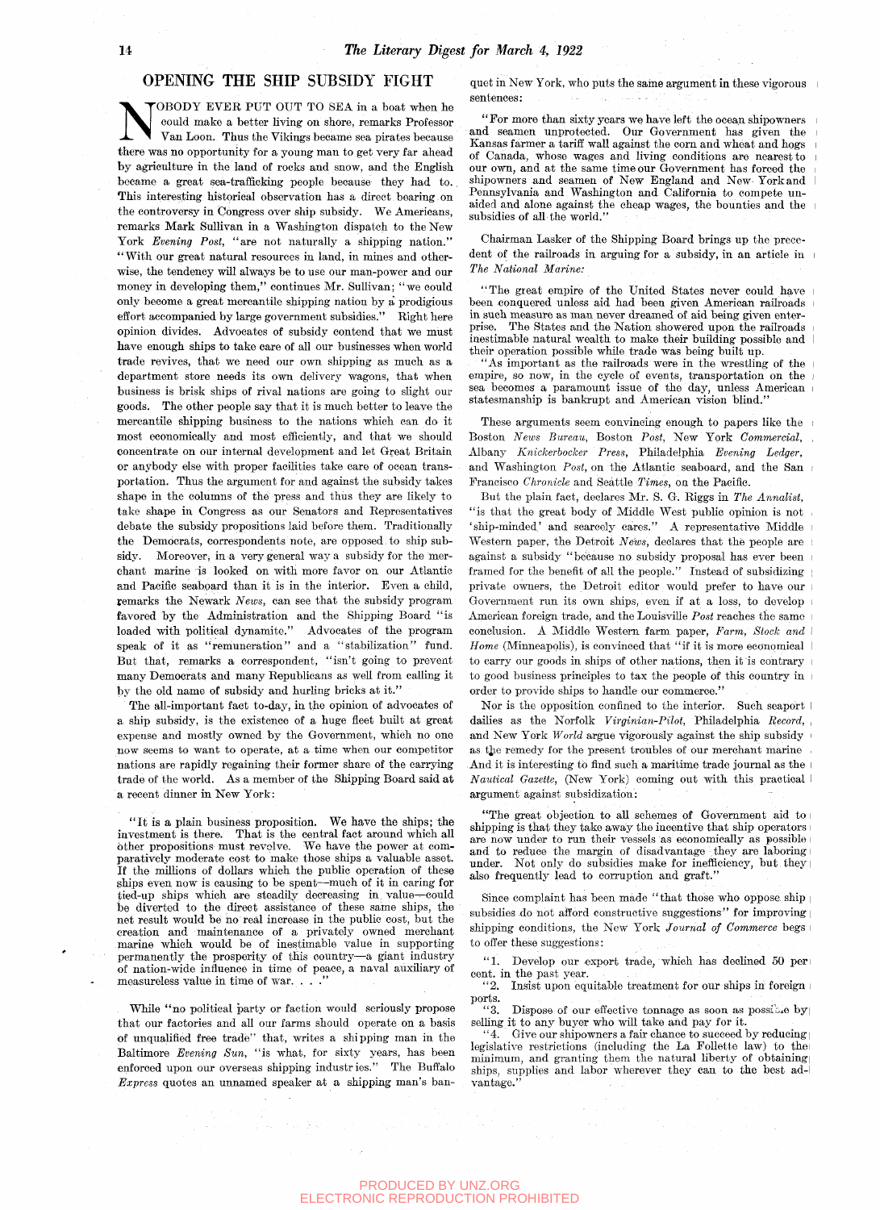## OPENING THE SHIP SUBSIDY FIGHT

NOBODY EVER PUT OUT TO SEA in a boat when he could make a better living on shore, remarks Professor Van Loon. Thus the Vikings became sea pirates because there was no opportunity for a young man to get very far ahead by agriculture in the land of rocks and snow, and the English became a great sea-trafficking people because they had to. This interesting historical observation has a direct bearing on the controversy in Congress over ship subsidy. We Americans, remarks Mark Sullivan in a Washington dispatch to the New York *Evening Post*, "are not naturally a shipping nation." "With our great natural resources in land, in mines and otherwise, the tendency will always be to use our man-power and our money in developing them," continues Mr. Sullivan; "we could only become a great mercantile shipping nation by a prodigious effort accompanied by large government subsidies." Right here opinion divides. Advocates of subsidy contend that we must have enough ships to take care of all our businesses when world trade revives, that we need our own shipping as much as a department store needs its own delivery wagons, that when business is brisk ships of rival nations are going to slight our goods. The other people say that it is much better to leave the mercantile shipping business to the nations which can do it most economically and most efficiently, and that we should concentrate on our internal development and let Great Britain or anybody else with proper facilities take care of ocean transportation. Thus the argument for and against the subsidy takes shape in the columns of the press and thus they are likely to take shape in Congress as our Senators and Representatives debate the subsidy propositions laid before them. Traditionally the Democrats, correspondents note, are opposed to ship subsidy. Moreover, in a very general way a subsidy for the merchant marine is looked on with more favor on our Atlantic and Pacific seaboard than it is in the interior. Even a child, remarks the Newark *News*, can see that the subsidy program favored by the Administration and the Shipping Board "is loaded with political dynamite." Advocates of the program speak of it as "remuneration" and a "stabilization" fund. But that, remarks a correspondent, "isn't going to prevent many Democrats and many Republicans as well from calling it by the old name of subsidy and hurling bricks at it."

The all-important fact to-day, in the opinion of advocates of a ship subsidy, is the existence of a huge fleet built at great expense and mostly owned by the Government, which no one now seems to want to operate, at a time when our competitor nations are rapidly regaining their former share of the carrying trade of the world. As a member of the Shipping Board said at a recent dinner in New York:

"It is a plain business proposition. We have the ships; the investment is there. That is the central fact around which all other propositions must revolve. We have the power at comparatively moderate cost to make those ships a valuable asset. If the millions of dollars which the public operation of these ships even now is causing to be spent—much of it in caring for tied-up ships which are steadily decreasing in value—could be diverted to the direct assistance of these same ships, the net result would be no real increase in the public cost, but the creation and maintenance of a privately owned merchant marine which would be of inestimable value in supporting permanently the prosperity of this country—a giant industry of nation-wide influence in time of peace, a naval auxiliary of measureless value in time of war. . . ."

While "no political party or faction would seriously propose that our factories and all our farms should operate on a basis of unqualified free trade" that, writes a shipping man in the Baltimore *Evening Sun*, "is what, for sixty years, has been enforced upon our overseas shipping industries." The Buffalo *Express* quotes an unnamed speaker at a shipping man's banquet in New York, who puts the same argument in these vigorous sentences:

"For more than sixty years we have left the ocean shipowners and seamen unprotected. Our Government has given the Kansas farmer a tariff wall against the corn and wheat and hogs of Canada, whose wages and living conditions are nearest to our own, and at the same time our Government has forced the shipowners and seamen of New England and New York and Pennsylvania and Washington and California to compete unaided and alone against the cheap wages, the bounties and the subsidies of all the world."

Chairman Lasker of the Shipping Board brings up the precedent of the railroads in arguing for a subsidy, in an article in *The National Marine:*

"The great empire of the United States never could have been conquered unless aid had been given American railroads in such measure as man never dreamed of aid being given enterprise. The States and the Nation showered upon the railroads inestimable natural wealth to make their building possible and their operation possible while trade was being built up.

"As important as the railroads were in the wrestling of the empire, so now, in the cycle of events, transportation on the sea becomes a paramount issue of the day, unless American statesmanship is bankrupt and American vision blind."

These arguments seem convincing enough to papers like the Boston *News Bureau*, Boston *Post*, New York *Commercial*, Albany *Knickerbocker Press*, Philadelphia *Evening Ledger*, and Washington *Post*, on the Atlantic seaboard, and the San Francisco *Chronicle* and Seattle *Times*, on the Pacific.

But the plain fact, declares Mr. S. G. Riggs in *The Annalist*, "is that the great body of Middle West public opinion is not 'ship-minded' and scarcely cares." A representative Middle Western paper, the Detroit *News*, declares that the people are against a subsidy "because no subsidy proposal has ever been framed for the benefit of all the people." Instead of subsidizing private owners, the Detroit editor would prefer to have our Government run its own ships, even if at a loss, to develop American foreign trade, and the Louisville *Post* reaches the same conclusion. A Middle Western farm paper, *Farm, Stock and Home* (Minneapolis), is convinced that "if it is more economical to carry our goods in ships of other nations, then it is contrary to good business principles to tax the people of this country in order to provide ships to handle our commerce."

Nor is the opposition confined to the interior. Such seaport dailies as the Norfolk *Virginian-Pilot*, Philadelphia *Record*, and New York *World* argue vigorously against the ship subsidy as the remedy for the present troubles of our merchant marine. And it is interesting to find such a maritime trade journal as the *Nautical Gazette*, (New York) coming out with this practical argument against subsidization:

"The great objection to all schemes of Government aid to shipping is that they take away the incentive that ship operators are now under to run their vessels as economically as possible and to reduce the margin of disadvantage they are laboring under. Not only do subsidies make for inefficiency, but they also frequently lead to corruption and graft."

Since complaint has been made "that those who oppose ship subsidies do not afford constructive suggestions" for improving shipping conditions, the New York *Journal of Commerce* begs to offer these suggestions:

"1. Develop our export trade, which has declined 50 per cent. in the past year.

"2. Insist upon equitable treatment for our ships in foreign ports.

"3. Dispose of our effective tonnage as soon as possible by selling it to any buyer who will take and pay for it.

"4. Give our shipowners a fair chance to succeed by reducing legislative restrictions (including the La Follette law) to the minimum, and granting them the natural liberty of obtaining ships, supplies and labor wherever they can to the best advantage."